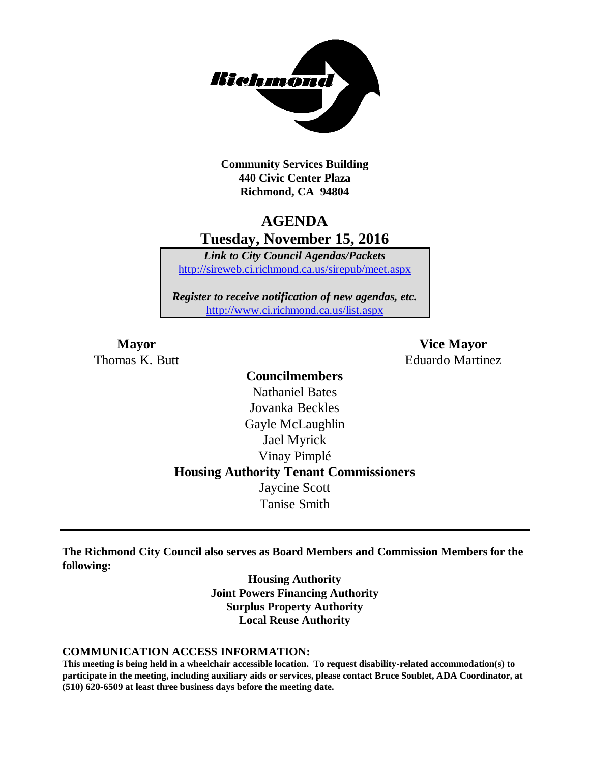**Community Services Building**
**440 Civic Center Plaza**
**Richmond, CA 94804**

# AGENDA
## Tuesday, November 15, 2016

*Link to City Council Agendas/Packets*
http://sireweb.ci.richmond.ca.us/sirepub/meet.aspx

*Register to receive notification of new agendas, etc.*
http://www.ci.richmond.ca.us/list.aspx

**Mayor**
Thomas K. Butt

**Vice Mayor**
Eduardo Martinez

**Councilmembers**
Nathaniel Bates
Jovanka Beckles
Gayle McLaughlin
Jael Myrick
Vinay Pimplé

**Housing Authority Tenant Commissioners**
Jaycine Scott
Tanise Smith

---

**The Richmond City Council also serves as Board Members and Commission Members for the following:**

**Housing Authority**
**Joint Powers Financing Authority**
**Surplus Property Authority**
**Local Reuse Authority**

**COMMUNICATION ACCESS INFORMATION:**

**This meeting is being held in a wheelchair accessible location. To request disability-related accommodation(s) to participate in the meeting, including auxiliary aids or services, please contact Bruce Soublet, ADA Coordinator, at (510) 620-6509 at least three business days before the meeting date.**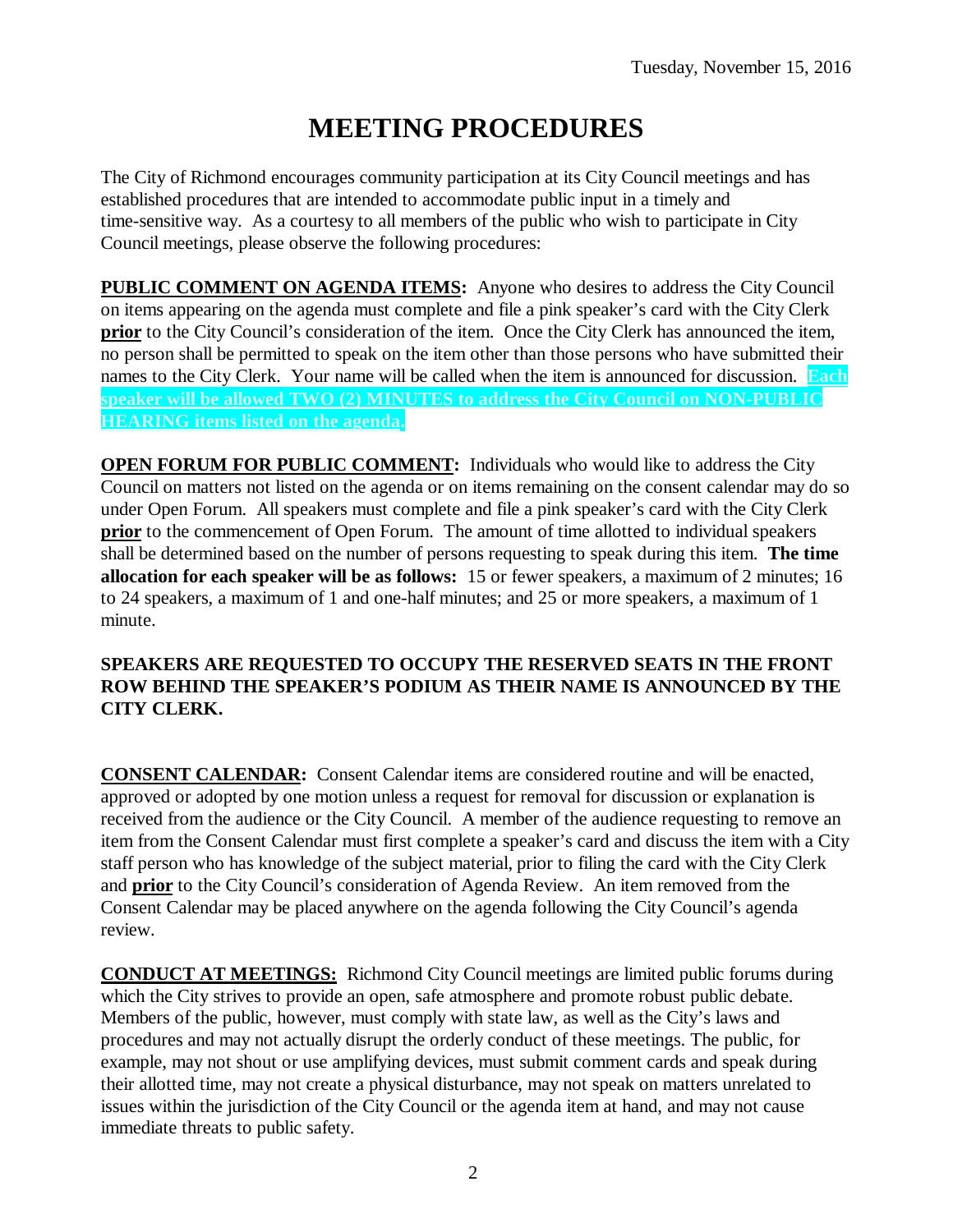Tuesday, November 15, 2016

# MEETING PROCEDURES

The City of Richmond encourages community participation at its City Council meetings and has established procedures that are intended to accommodate public input in a timely and time-sensitive way. As a courtesy to all members of the public who wish to participate in City Council meetings, please observe the following procedures:

**PUBLIC COMMENT ON AGENDA ITEMS:** Anyone who desires to address the City Council on items appearing on the agenda must complete and file a pink speaker's card with the City Clerk **prior** to the City Council's consideration of the item. Once the City Clerk has announced the item, no person shall be permitted to speak on the item other than those persons who have submitted their names to the City Clerk. Your name will be called when the item is announced for discussion. **Each speaker will be allowed TWO (2) MINUTES to address the City Council on NON-PUBLIC HEARING items listed on the agenda.**

**OPEN FORUM FOR PUBLIC COMMENT:** Individuals who would like to address the City Council on matters not listed on the agenda or on items remaining on the consent calendar may do so under Open Forum. All speakers must complete and file a pink speaker's card with the City Clerk **prior** to the commencement of Open Forum. The amount of time allotted to individual speakers shall be determined based on the number of persons requesting to speak during this item. **The time allocation for each speaker will be as follows:** 15 or fewer speakers, a maximum of 2 minutes; 16 to 24 speakers, a maximum of 1 and one-half minutes; and 25 or more speakers, a maximum of 1 minute.

**SPEAKERS ARE REQUESTED TO OCCUPY THE RESERVED SEATS IN THE FRONT ROW BEHIND THE SPEAKER'S PODIUM AS THEIR NAME IS ANNOUNCED BY THE CITY CLERK.**

**CONSENT CALENDAR:** Consent Calendar items are considered routine and will be enacted, approved or adopted by one motion unless a request for removal for discussion or explanation is received from the audience or the City Council. A member of the audience requesting to remove an item from the Consent Calendar must first complete a speaker's card and discuss the item with a City staff person who has knowledge of the subject material, prior to filing the card with the City Clerk and **prior** to the City Council's consideration of Agenda Review. An item removed from the Consent Calendar may be placed anywhere on the agenda following the City Council's agenda review.

**CONDUCT AT MEETINGS:** Richmond City Council meetings are limited public forums during which the City strives to provide an open, safe atmosphere and promote robust public debate. Members of the public, however, must comply with state law, as well as the City's laws and procedures and may not actually disrupt the orderly conduct of these meetings. The public, for example, may not shout or use amplifying devices, must submit comment cards and speak during their allotted time, may not create a physical disturbance, may not speak on matters unrelated to issues within the jurisdiction of the City Council or the agenda item at hand, and may not cause immediate threats to public safety.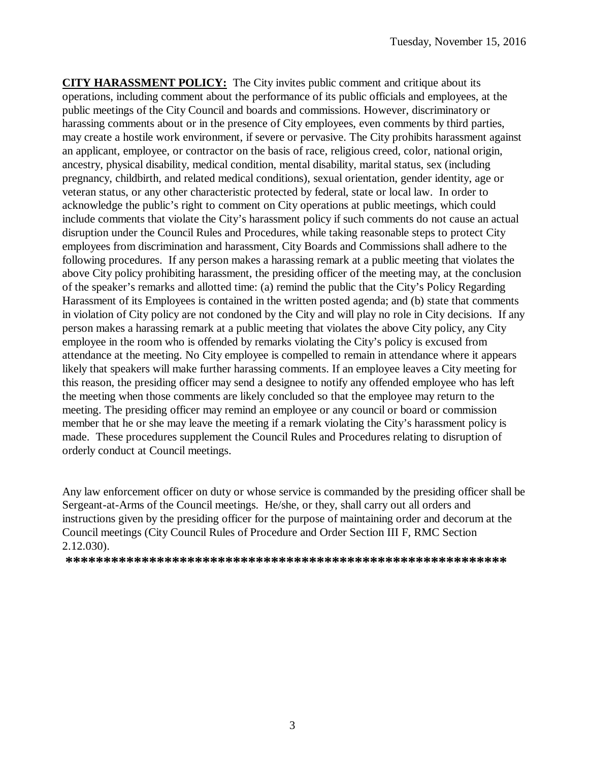**CITY HARASSMENT POLICY:** The City invites public comment and critique about its operations, including comment about the performance of its public officials and employees, at the public meetings of the City Council and boards and commissions. However, discriminatory or harassing comments about or in the presence of City employees, even comments by third parties, may create a hostile work environment, if severe or pervasive. The City prohibits harassment against an applicant, employee, or contractor on the basis of race, religious creed, color, national origin, ancestry, physical disability, medical condition, mental disability, marital status, sex (including pregnancy, childbirth, and related medical conditions), sexual orientation, gender identity, age or veteran status, or any other characteristic protected by federal, state or local law. In order to acknowledge the public's right to comment on City operations at public meetings, which could include comments that violate the City's harassment policy if such comments do not cause an actual disruption under the Council Rules and Procedures, while taking reasonable steps to protect City employees from discrimination and harassment, City Boards and Commissions shall adhere to the following procedures. If any person makes a harassing remark at a public meeting that violates the above City policy prohibiting harassment, the presiding officer of the meeting may, at the conclusion of the speaker's remarks and allotted time: (a) remind the public that the City's Policy Regarding Harassment of its Employees is contained in the written posted agenda; and (b) state that comments in violation of City policy are not condoned by the City and will play no role in City decisions. If any person makes a harassing remark at a public meeting that violates the above City policy, any City employee in the room who is offended by remarks violating the City's policy is excused from attendance at the meeting. No City employee is compelled to remain in attendance where it appears likely that speakers will make further harassing comments. If an employee leaves a City meeting for this reason, the presiding officer may send a designee to notify any offended employee who has left the meeting when those comments are likely concluded so that the employee may return to the meeting. The presiding officer may remind an employee or any council or board or commission member that he or she may leave the meeting if a remark violating the City's harassment policy is made. These procedures supplement the Council Rules and Procedures relating to disruption of orderly conduct at Council meetings.

Any law enforcement officer on duty or whose service is commanded by the presiding officer shall be Sergeant-at-Arms of the Council meetings. He/she, or they, shall carry out all orders and instructions given by the presiding officer for the purpose of maintaining order and decorum at the Council meetings (City Council Rules of Procedure and Order Section III F, RMC Section 2.12.030).

**\*\*\*\*\*\*\*\*\*\*\*\*\*\*\*\*\*\*\*\*\*\*\*\*\*\*\*\*\*\*\*\*\*\*\*\*\*\*\*\*\*\*\*\*\*\*\*\*\*\*\*\*\*\*\*\*\*\*\*\*\***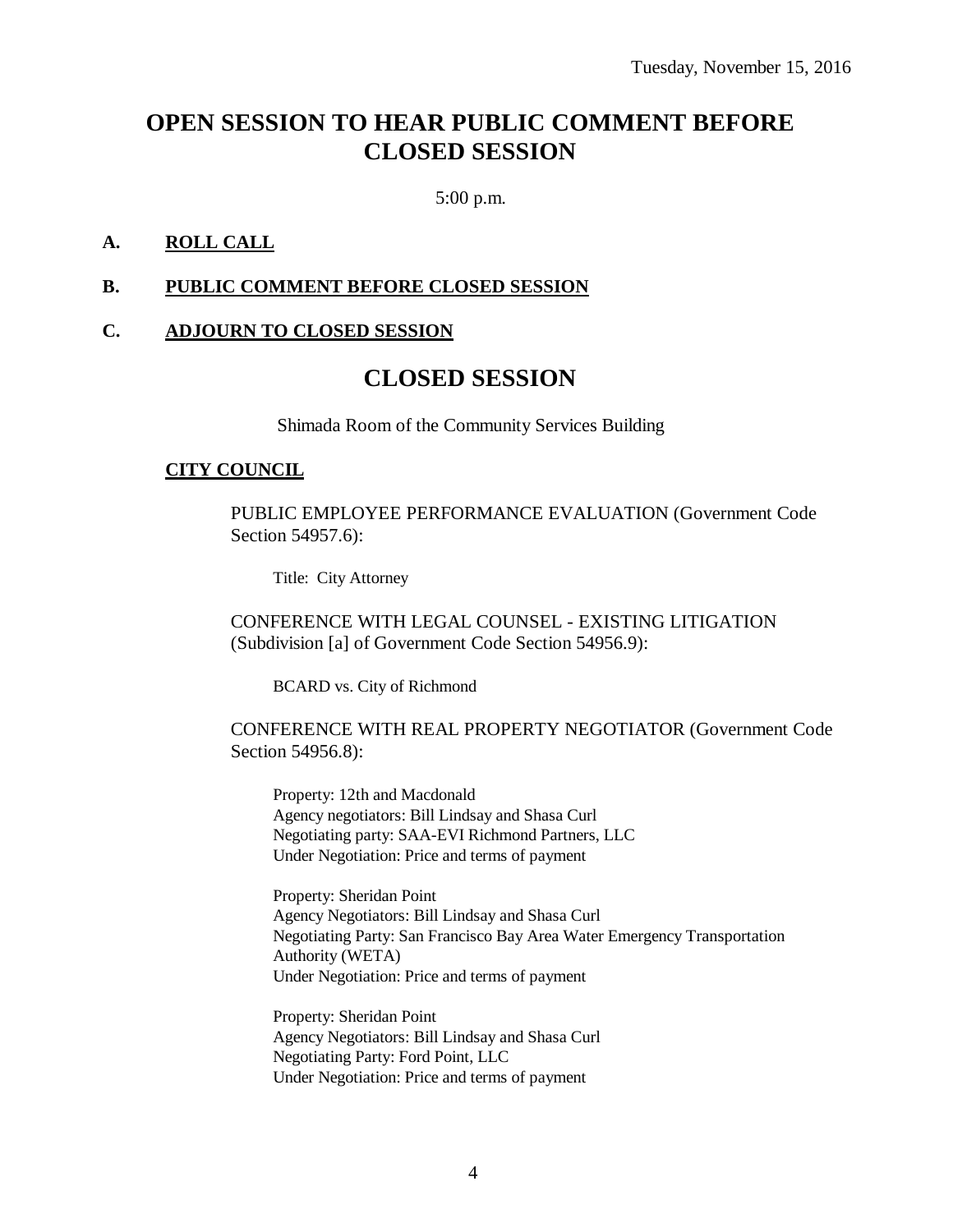Tuesday, November 15, 2016

# OPEN SESSION TO HEAR PUBLIC COMMENT BEFORE CLOSED SESSION

5:00 p.m.

**A. ROLL CALL**

**B. PUBLIC COMMENT BEFORE CLOSED SESSION**

**C. ADJOURN TO CLOSED SESSION**

# CLOSED SESSION

Shimada Room of the Community Services Building

**CITY COUNCIL**

PUBLIC EMPLOYEE PERFORMANCE EVALUATION (Government Code Section 54957.6):

Title: City Attorney

CONFERENCE WITH LEGAL COUNSEL - EXISTING LITIGATION (Subdivision [a] of Government Code Section 54956.9):

BCARD vs. City of Richmond

CONFERENCE WITH REAL PROPERTY NEGOTIATOR (Government Code Section 54956.8):

Property: 12th and Macdonald
Agency negotiators: Bill Lindsay and Shasa Curl
Negotiating party: SAA-EVI Richmond Partners, LLC
Under Negotiation: Price and terms of payment

Property: Sheridan Point
Agency Negotiators: Bill Lindsay and Shasa Curl
Negotiating Party: San Francisco Bay Area Water Emergency Transportation Authority (WETA)
Under Negotiation: Price and terms of payment

Property: Sheridan Point
Agency Negotiators: Bill Lindsay and Shasa Curl
Negotiating Party: Ford Point, LLC
Under Negotiation: Price and terms of payment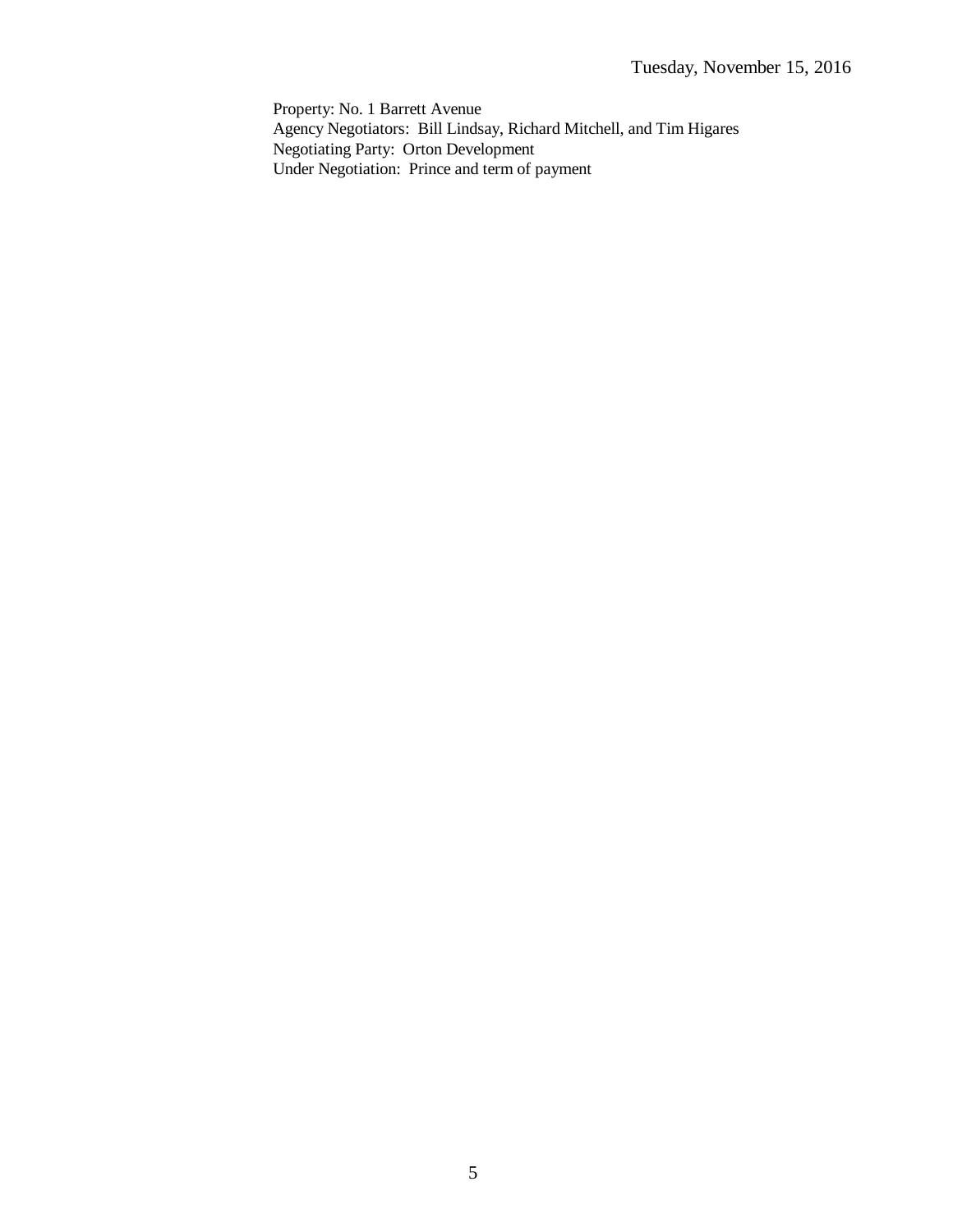Property: No. 1 Barrett Avenue
Agency Negotiators: Bill Lindsay, Richard Mitchell, and Tim Higares
Negotiating Party: Orton Development
Under Negotiation: Prince and term of payment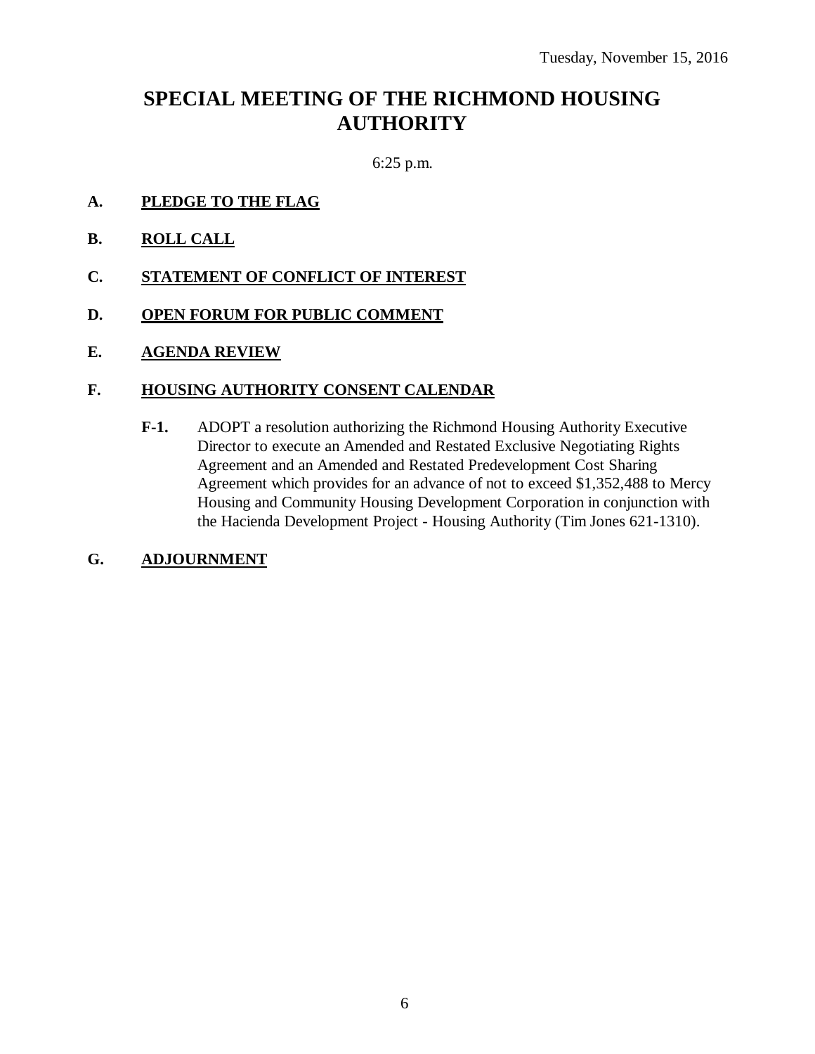Tuesday, November 15, 2016

# SPECIAL MEETING OF THE RICHMOND HOUSING AUTHORITY

6:25 p.m.

**A. PLEDGE TO THE FLAG**

**B. ROLL CALL**

**C. STATEMENT OF CONFLICT OF INTEREST**

**D. OPEN FORUM FOR PUBLIC COMMENT**

**E. AGENDA REVIEW**

**F. HOUSING AUTHORITY CONSENT CALENDAR**

**F-1.** ADOPT a resolution authorizing the Richmond Housing Authority Executive Director to execute an Amended and Restated Exclusive Negotiating Rights Agreement and an Amended and Restated Predevelopment Cost Sharing Agreement which provides for an advance of not to exceed $1,352,488 to Mercy Housing and Community Housing Development Corporation in conjunction with the Hacienda Development Project - Housing Authority (Tim Jones 621-1310).

**G. ADJOURNMENT**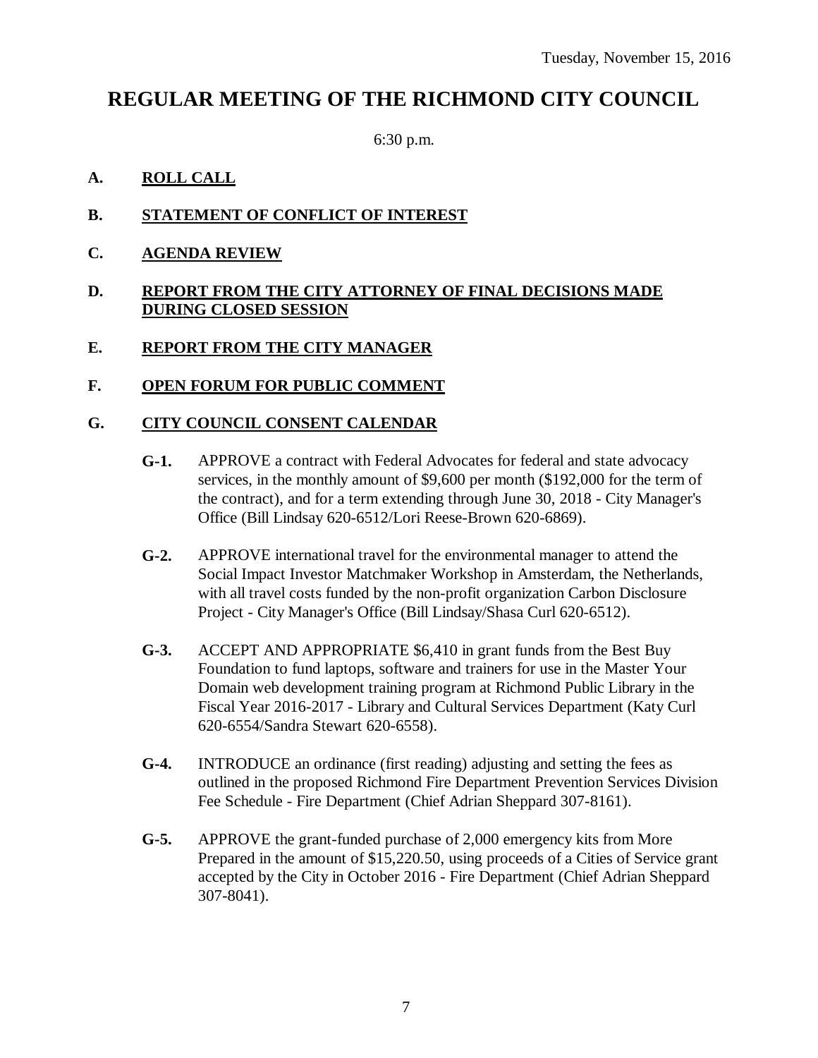Tuesday, November 15, 2016

# REGULAR MEETING OF THE RICHMOND CITY COUNCIL

6:30 p.m.

**A. ROLL CALL**

**B. STATEMENT OF CONFLICT OF INTEREST**

**C. AGENDA REVIEW**

**D. REPORT FROM THE CITY ATTORNEY OF FINAL DECISIONS MADE DURING CLOSED SESSION**

**E. REPORT FROM THE CITY MANAGER**

**F. OPEN FORUM FOR PUBLIC COMMENT**

**G. CITY COUNCIL CONSENT CALENDAR**

**G-1.** APPROVE a contract with Federal Advocates for federal and state advocacy services, in the monthly amount of $9,600 per month ($192,000 for the term of the contract), and for a term extending through June 30, 2018 - City Manager's Office (Bill Lindsay 620-6512/Lori Reese-Brown 620-6869).

**G-2.** APPROVE international travel for the environmental manager to attend the Social Impact Investor Matchmaker Workshop in Amsterdam, the Netherlands, with all travel costs funded by the non-profit organization Carbon Disclosure Project - City Manager's Office (Bill Lindsay/Shasa Curl 620-6512).

**G-3.** ACCEPT AND APPROPRIATE $6,410 in grant funds from the Best Buy Foundation to fund laptops, software and trainers for use in the Master Your Domain web development training program at Richmond Public Library in the Fiscal Year 2016-2017 - Library and Cultural Services Department (Katy Curl 620-6554/Sandra Stewart 620-6558).

**G-4.** INTRODUCE an ordinance (first reading) adjusting and setting the fees as outlined in the proposed Richmond Fire Department Prevention Services Division Fee Schedule - Fire Department (Chief Adrian Sheppard 307-8161).

**G-5.** APPROVE the grant-funded purchase of 2,000 emergency kits from More Prepared in the amount of $15,220.50, using proceeds of a Cities of Service grant accepted by the City in October 2016 - Fire Department (Chief Adrian Sheppard 307-8041).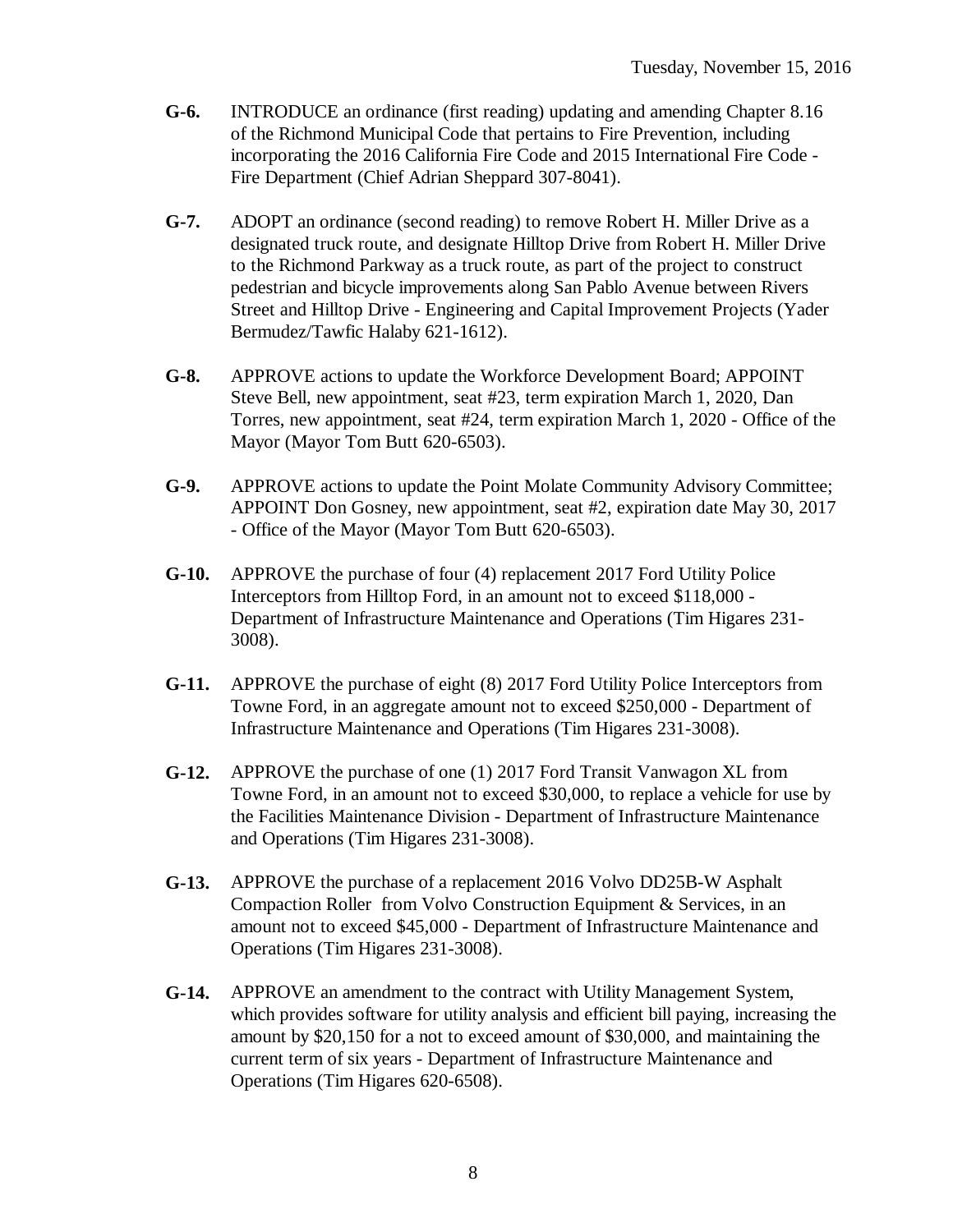**G-6.** INTRODUCE an ordinance (first reading) updating and amending Chapter 8.16 of the Richmond Municipal Code that pertains to Fire Prevention, including incorporating the 2016 California Fire Code and 2015 International Fire Code - Fire Department (Chief Adrian Sheppard 307-8041).

**G-7.** ADOPT an ordinance (second reading) to remove Robert H. Miller Drive as a designated truck route, and designate Hilltop Drive from Robert H. Miller Drive to the Richmond Parkway as a truck route, as part of the project to construct pedestrian and bicycle improvements along San Pablo Avenue between Rivers Street and Hilltop Drive - Engineering and Capital Improvement Projects (Yader Bermudez/Tawfic Halaby 621-1612).

**G-8.** APPROVE actions to update the Workforce Development Board; APPOINT Steve Bell, new appointment, seat #23, term expiration March 1, 2020, Dan Torres, new appointment, seat #24, term expiration March 1, 2020 - Office of the Mayor (Mayor Tom Butt 620-6503).

**G-9.** APPROVE actions to update the Point Molate Community Advisory Committee; APPOINT Don Gosney, new appointment, seat #2, expiration date May 30, 2017 - Office of the Mayor (Mayor Tom Butt 620-6503).

**G-10.** APPROVE the purchase of four (4) replacement 2017 Ford Utility Police Interceptors from Hilltop Ford, in an amount not to exceed $118,000 - Department of Infrastructure Maintenance and Operations (Tim Higares 231-3008).

**G-11.** APPROVE the purchase of eight (8) 2017 Ford Utility Police Interceptors from Towne Ford, in an aggregate amount not to exceed $250,000 - Department of Infrastructure Maintenance and Operations (Tim Higares 231-3008).

**G-12.** APPROVE the purchase of one (1) 2017 Ford Transit Vanwagon XL from Towne Ford, in an amount not to exceed $30,000, to replace a vehicle for use by the Facilities Maintenance Division - Department of Infrastructure Maintenance and Operations (Tim Higares 231-3008).

**G-13.** APPROVE the purchase of a replacement 2016 Volvo DD25B-W Asphalt Compaction Roller from Volvo Construction Equipment & Services, in an amount not to exceed $45,000 - Department of Infrastructure Maintenance and Operations (Tim Higares 231-3008).

**G-14.** APPROVE an amendment to the contract with Utility Management System, which provides software for utility analysis and efficient bill paying, increasing the amount by $20,150 for a not to exceed amount of $30,000, and maintaining the current term of six years - Department of Infrastructure Maintenance and Operations (Tim Higares 620-6508).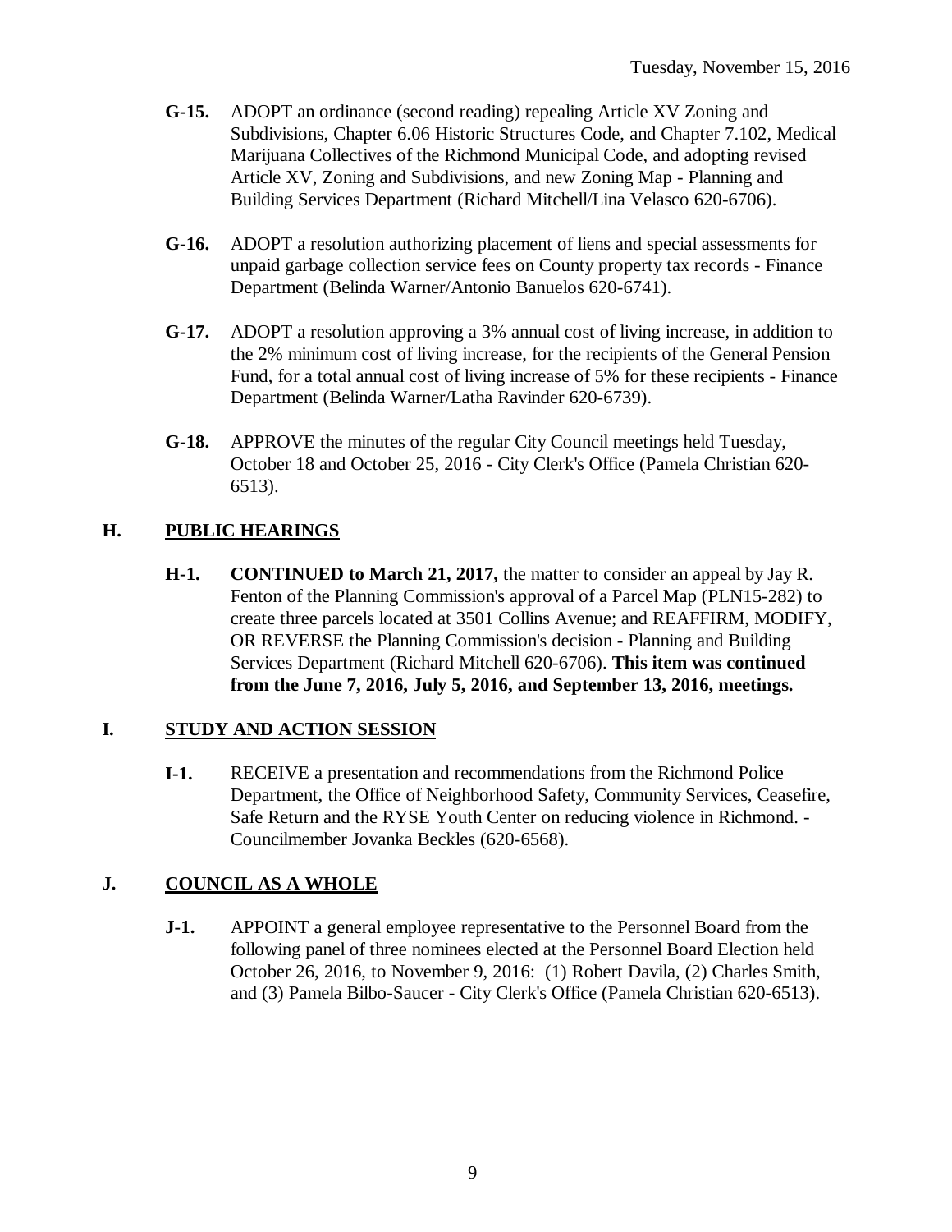**G-15.** ADOPT an ordinance (second reading) repealing Article XV Zoning and Subdivisions, Chapter 6.06 Historic Structures Code, and Chapter 7.102, Medical Marijuana Collectives of the Richmond Municipal Code, and adopting revised Article XV, Zoning and Subdivisions, and new Zoning Map - Planning and Building Services Department (Richard Mitchell/Lina Velasco 620-6706).

**G-16.** ADOPT a resolution authorizing placement of liens and special assessments for unpaid garbage collection service fees on County property tax records - Finance Department (Belinda Warner/Antonio Banuelos 620-6741).

**G-17.** ADOPT a resolution approving a 3% annual cost of living increase, in addition to the 2% minimum cost of living increase, for the recipients of the General Pension Fund, for a total annual cost of living increase of 5% for these recipients - Finance Department (Belinda Warner/Latha Ravinder 620-6739).

**G-18.** APPROVE the minutes of the regular City Council meetings held Tuesday, October 18 and October 25, 2016 - City Clerk's Office (Pamela Christian 620-6513).

## H. PUBLIC HEARINGS

**H-1.** **CONTINUED to March 21, 2017,** the matter to consider an appeal by Jay R. Fenton of the Planning Commission's approval of a Parcel Map (PLN15-282) to create three parcels located at 3501 Collins Avenue; and REAFFIRM, MODIFY, OR REVERSE the Planning Commission's decision - Planning and Building Services Department (Richard Mitchell 620-6706). **This item was continued from the June 7, 2016, July 5, 2016, and September 13, 2016, meetings.**

## I. STUDY AND ACTION SESSION

**I-1.** RECEIVE a presentation and recommendations from the Richmond Police Department, the Office of Neighborhood Safety, Community Services, Ceasefire, Safe Return and the RYSE Youth Center on reducing violence in Richmond. - Councilmember Jovanka Beckles (620-6568).

## J. COUNCIL AS A WHOLE

**J-1.** APPOINT a general employee representative to the Personnel Board from the following panel of three nominees elected at the Personnel Board Election held October 26, 2016, to November 9, 2016: (1) Robert Davila, (2) Charles Smith, and (3) Pamela Bilbo-Saucer - City Clerk's Office (Pamela Christian 620-6513).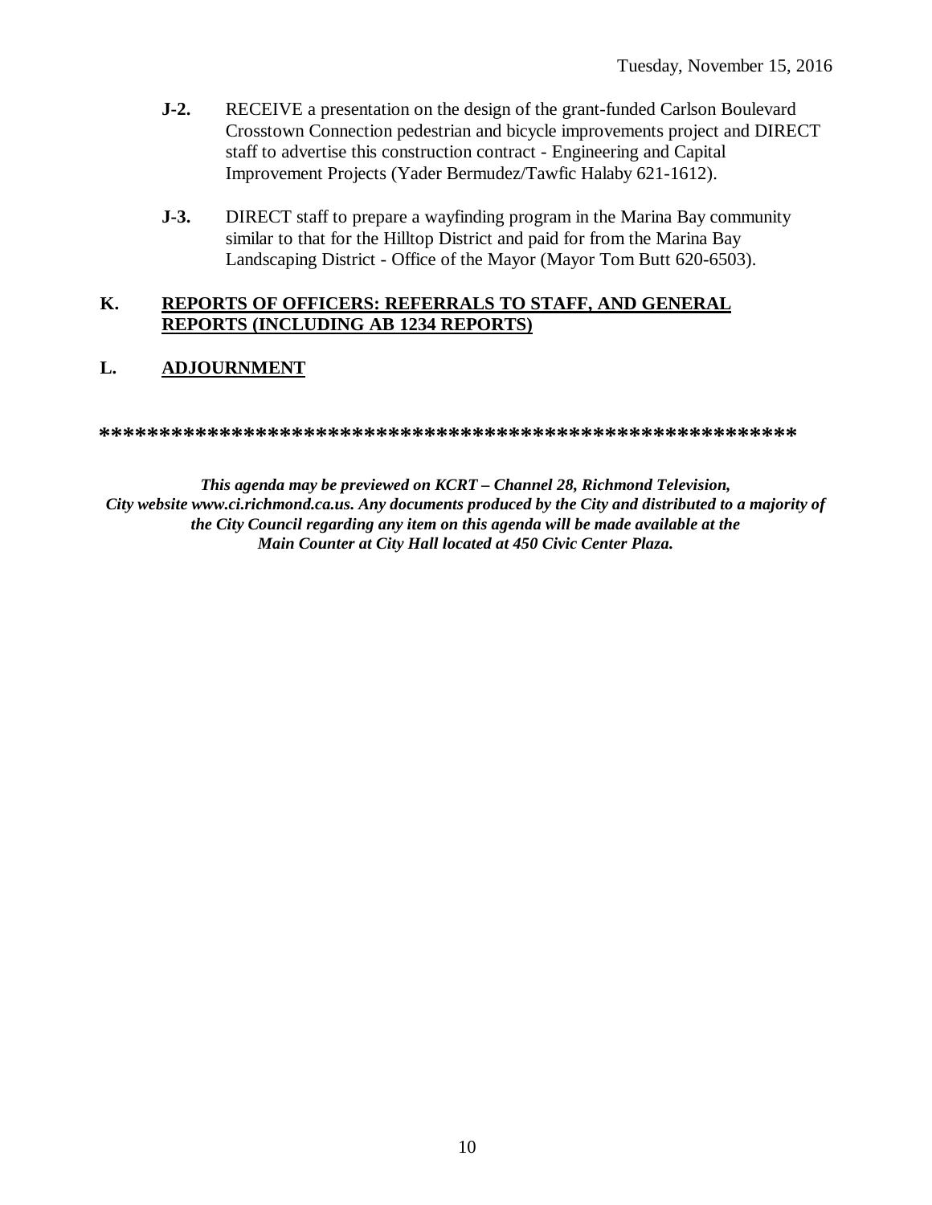**J-2.** RECEIVE a presentation on the design of the grant-funded Carlson Boulevard Crosstown Connection pedestrian and bicycle improvements project and DIRECT staff to advertise this construction contract - Engineering and Capital Improvement Projects (Yader Bermudez/Tawfic Halaby 621-1612).

**J-3.** DIRECT staff to prepare a wayfinding program in the Marina Bay community similar to that for the Hilltop District and paid for from the Marina Bay Landscaping District - Office of the Mayor (Mayor Tom Butt 620-6503).

## K. REPORTS OF OFFICERS: REFERRALS TO STAFF, AND GENERAL REPORTS (INCLUDING AB 1234 REPORTS)

## L. ADJOURNMENT

**************************************************************

***This agenda may be previewed on KCRT – Channel 28, Richmond Television, City website www.ci.richmond.ca.us. Any documents produced by the City and distributed to a majority of the City Council regarding any item on this agenda will be made available at the Main Counter at City Hall located at 450 Civic Center Plaza.***